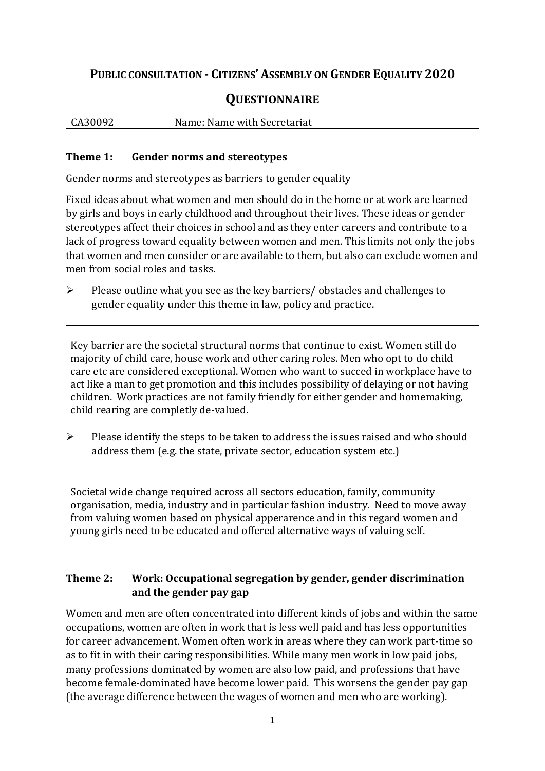# PUBLIC CONSULTATION - CITIZENS' ASSEMBLY ON GENDER EQUALITY 2020

## QUESTIONNAIRE

| CA30092 | Name: Name with Secretariat |
|---|---|

### Theme 1: Gender norms and stereotypes

Gender norms and stereotypes as barriers to gender equality

Fixed ideas about what women and men should do in the home or at work are learned by girls and boys in early childhood and throughout their lives. These ideas or gender stereotypes affect their choices in school and as they enter careers and contribute to a lack of progress toward equality between women and men. This limits not only the jobs that women and men consider or are available to them, but also can exclude women and men from social roles and tasks.

- Please outline what you see as the key barriers/ obstacles and challenges to gender equality under this theme in law, policy and practice.

> Key barrier are the societal structural norms that continue to exist. Women still do majority of child care, house work and other caring roles. Men who opt to do child care etc are considered exceptional. Women who want to succed in workplace have to act like a man to get promotion and this includes possibility of delaying or not having children. Work practices are not family friendly for either gender and homemaking, child rearing are completly de-valued.

- Please identify the steps to be taken to address the issues raised and who should address them (e.g. the state, private sector, education system etc.)

> Societal wide change required across all sectors education, family, community organisation, media, industry and in particular fashion industry. Need to move away from valuing women based on physical apperarence and in this regard women and young girls need to be educated and offered alternative ways of valuing self.

### Theme 2: Work: Occupational segregation by gender, gender discrimination and the gender pay gap

Women and men are often concentrated into different kinds of jobs and within the same occupations, women are often in work that is less well paid and has less opportunities for career advancement. Women often work in areas where they can work part-time so as to fit in with their caring responsibilities. While many men work in low paid jobs, many professions dominated by women are also low paid, and professions that have become female-dominated have become lower paid. This worsens the gender pay gap (the average difference between the wages of women and men who are working).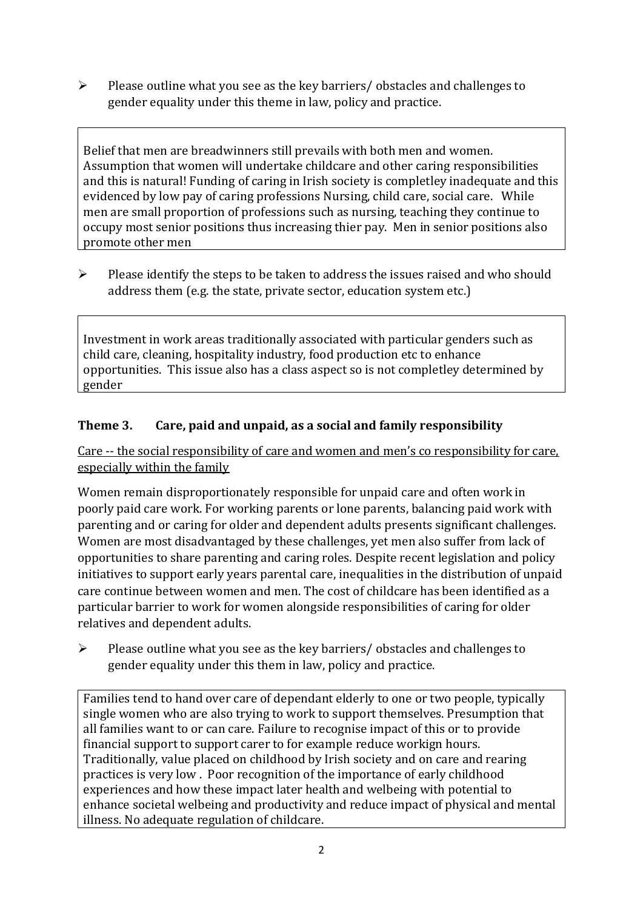- Please outline what you see as the key barriers/ obstacles and challenges to gender equality under this theme in law, policy and practice.

> Belief that men are breadwinners still prevails with both men and women. Assumption that women will undertake childcare and other caring responsibilities and this is natural! Funding of caring in Irish society is completley inadequate and this evidenced by low pay of caring professions Nursing, child care, social care. While men are small proportion of professions such as nursing, teaching they continue to occupy most senior positions thus increasing thier pay. Men in senior positions also promote other men

- Please identify the steps to be taken to address the issues raised and who should address them (e.g. the state, private sector, education system etc.)

> Investment in work areas traditionally associated with particular genders such as child care, cleaning, hospitality industry, food production etc to enhance opportunities. This issue also has a class aspect so is not completley determined by gender

## Theme 3. Care, paid and unpaid, as a social and family responsibility

Care -- the social responsibility of care and women and men's co responsibility for care, especially within the family

Women remain disproportionately responsible for unpaid care and often work in poorly paid care work. For working parents or lone parents, balancing paid work with parenting and or caring for older and dependent adults presents significant challenges. Women are most disadvantaged by these challenges, yet men also suffer from lack of opportunities to share parenting and caring roles. Despite recent legislation and policy initiatives to support early years parental care, inequalities in the distribution of unpaid care continue between women and men. The cost of childcare has been identified as a particular barrier to work for women alongside responsibilities of caring for older relatives and dependent adults.

- Please outline what you see as the key barriers/ obstacles and challenges to gender equality under this them in law, policy and practice.

> Families tend to hand over care of dependant elderly to one or two people, typically single women who are also trying to work to support themselves. Presumption that all families want to or can care. Failure to recognise impact of this or to provide financial support to support carer to for example reduce workign hours. Traditionally, value placed on childhood by Irish society and on care and rearing practices is very low . Poor recognition of the importance of early childhood experiences and how these impact later health and welbeing with potential to enhance societal welbeing and productivity and reduce impact of physical and mental illness. No adequate regulation of childcare.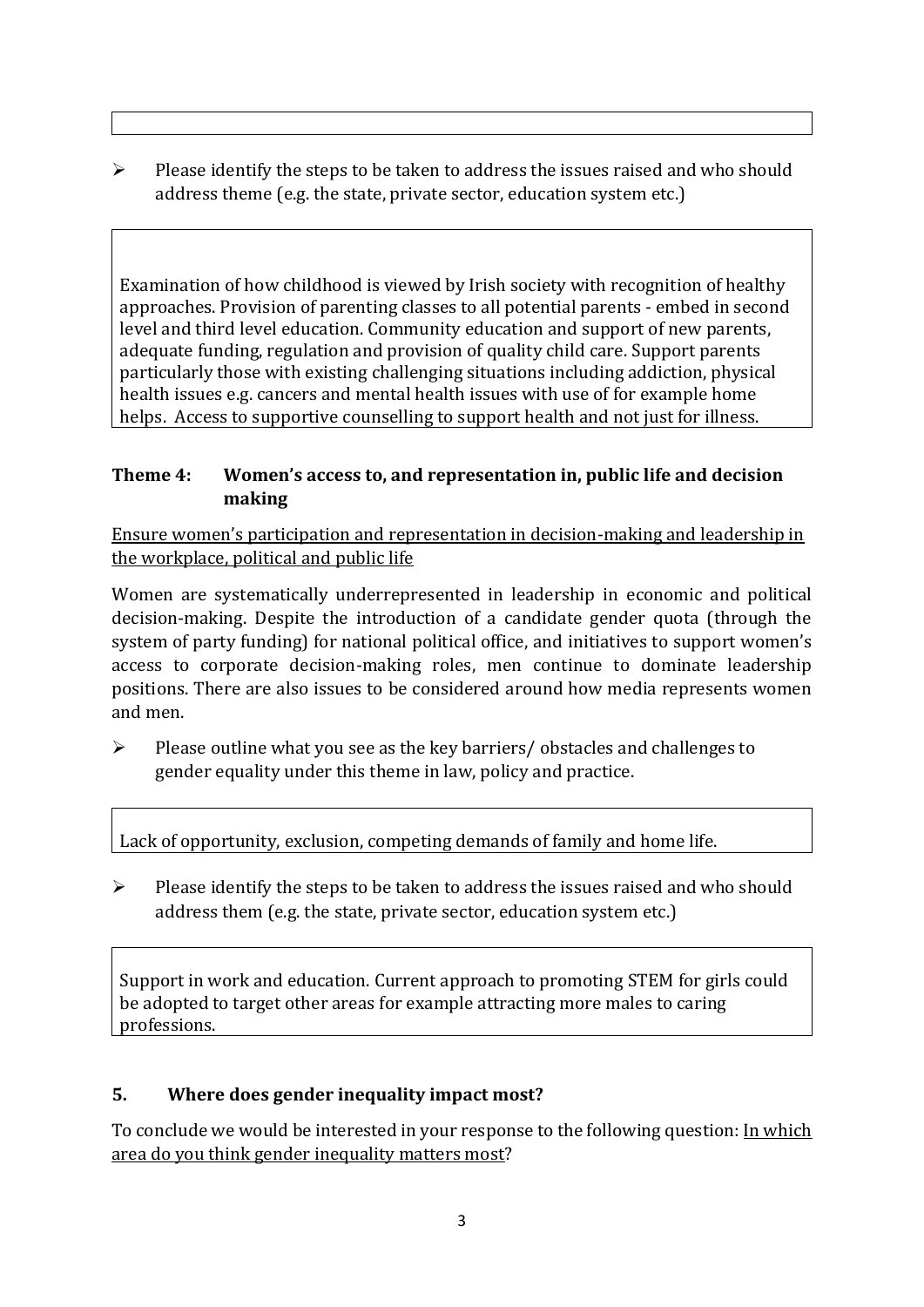➢ Please identify the steps to be taken to address the issues raised and who should address theme (e.g. the state, private sector, education system etc.)

> Examination of how childhood is viewed by Irish society with recognition of healthy approaches. Provision of parenting classes to all potential parents - embed in second level and third level education. Community education and support of new parents, adequate funding, regulation and provision of quality child care. Support parents particularly those with existing challenging situations including addiction, physical health issues e.g. cancers and mental health issues with use of for example home helps. Access to supportive counselling to support health and not just for illness.

### Theme 4: Women's access to, and representation in, public life and decision making

<u>Ensure women's participation and representation in decision-making and leadership in the workplace, political and public life</u>

Women are systematically underrepresented in leadership in economic and political decision-making. Despite the introduction of a candidate gender quota (through the system of party funding) for national political office, and initiatives to support women's access to corporate decision-making roles, men continue to dominate leadership positions. There are also issues to be considered around how media represents women and men.

➢ Please outline what you see as the key barriers/ obstacles and challenges to gender equality under this theme in law, policy and practice.

> Lack of opportunity, exclusion, competing demands of family and home life.

➢ Please identify the steps to be taken to address the issues raised and who should address them (e.g. the state, private sector, education system etc.)

> Support in work and education. Current approach to promoting STEM for girls could be adopted to target other areas for example attracting more males to caring professions.

### 5. Where does gender inequality impact most?

To conclude we would be interested in your response to the following question: <u>In which area do you think gender inequality matters most</u>?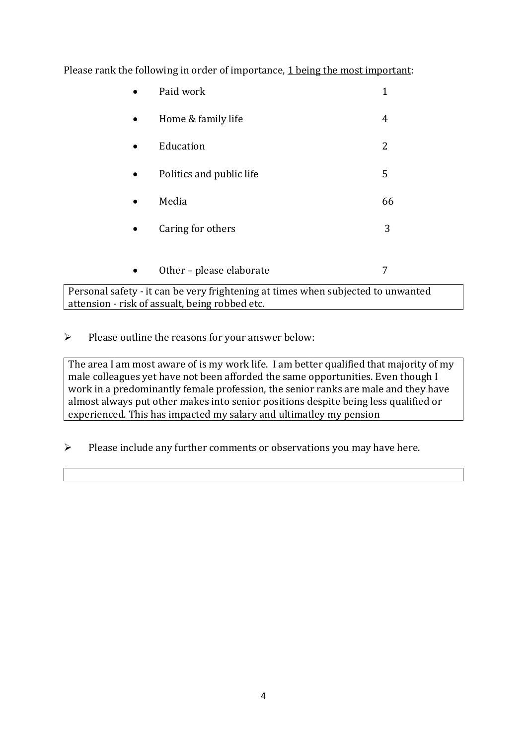Please rank the following in order of importance, <u>1 being the most important</u>:

| | |
|---|---|
| • Paid work | 1 |
| • Home & family life | 4 |
| • Education | 2 |
| • Politics and public life | 5 |
| • Media | 66 |
| • Caring for others | 3 |
| • Other – please elaborate | 7 |

Personal safety - it can be very frightening at times when subjected to unwanted attension - risk of assualt, being robbed etc.

➢ Please outline the reasons for your answer below:

The area I am most aware of is my work life. I am better qualified that majority of my male colleagues yet have not been afforded the same opportunities. Even though I work in a predominantly female profession, the senior ranks are male and they have almost always put other makes into senior positions despite being less qualified or experienced. This has impacted my salary and ultimatley my pension

➢ Please include any further comments or observations you may have here.